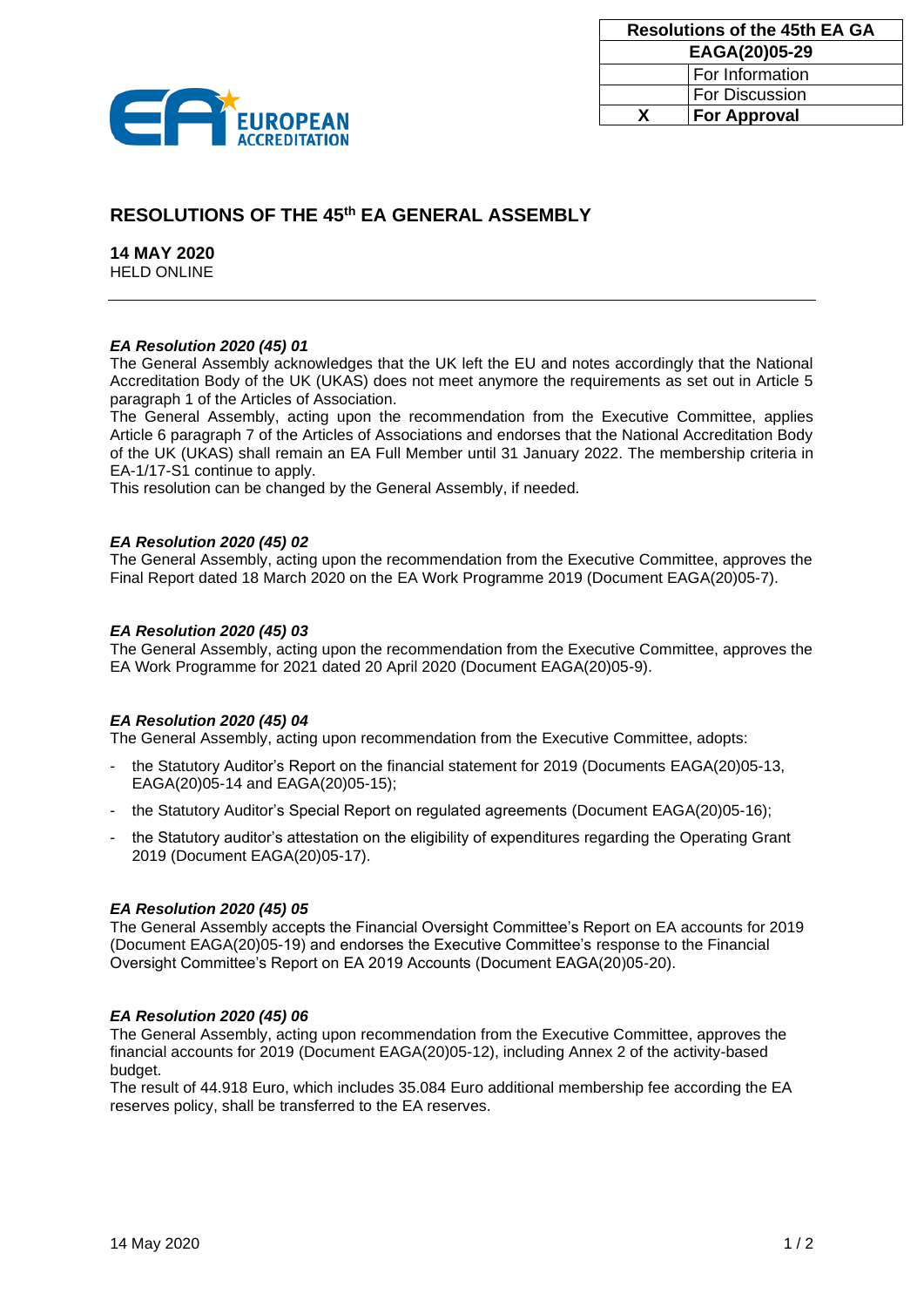| Resolutions of the 45th EA GA | |
|---|---|
| EAGA(20)05-29 | |
| | For Information |
| | For Discussion |
| X | **For Approval** |

# RESOLUTIONS OF THE 45th EA GENERAL ASSEMBLY

**14 MAY 2020**
HELD ONLINE

---

***EA Resolution 2020 (45) 01***
The General Assembly acknowledges that the UK left the EU and notes accordingly that the National Accreditation Body of the UK (UKAS) does not meet anymore the requirements as set out in Article 5 paragraph 1 of the Articles of Association.
The General Assembly, acting upon the recommendation from the Executive Committee, applies Article 6 paragraph 7 of the Articles of Associations and endorses that the National Accreditation Body of the UK (UKAS) shall remain an EA Full Member until 31 January 2022. The membership criteria in EA-1/17-S1 continue to apply.
This resolution can be changed by the General Assembly, if needed.

***EA Resolution 2020 (45) 02***
The General Assembly, acting upon the recommendation from the Executive Committee, approves the Final Report dated 18 March 2020 on the EA Work Programme 2019 (Document EAGA(20)05-7).

***EA Resolution 2020 (45) 03***
The General Assembly, acting upon the recommendation from the Executive Committee, approves the EA Work Programme for 2021 dated 20 April 2020 (Document EAGA(20)05-9).

***EA Resolution 2020 (45) 04***
The General Assembly, acting upon recommendation from the Executive Committee, adopts:

- the Statutory Auditor's Report on the financial statement for 2019 (Documents EAGA(20)05-13, EAGA(20)05-14 and EAGA(20)05-15);
- the Statutory Auditor's Special Report on regulated agreements (Document EAGA(20)05-16);
- the Statutory auditor's attestation on the eligibility of expenditures regarding the Operating Grant 2019 (Document EAGA(20)05-17).

***EA Resolution 2020 (45) 05***
The General Assembly accepts the Financial Oversight Committee's Report on EA accounts for 2019 (Document EAGA(20)05-19) and endorses the Executive Committee's response to the Financial Oversight Committee's Report on EA 2019 Accounts (Document EAGA(20)05-20).

***EA Resolution 2020 (45) 06***
The General Assembly, acting upon recommendation from the Executive Committee, approves the financial accounts for 2019 (Document EAGA(20)05-12), including Annex 2 of the activity-based budget.
The result of 44.918 Euro, which includes 35.084 Euro additional membership fee according the EA reserves policy, shall be transferred to the EA reserves.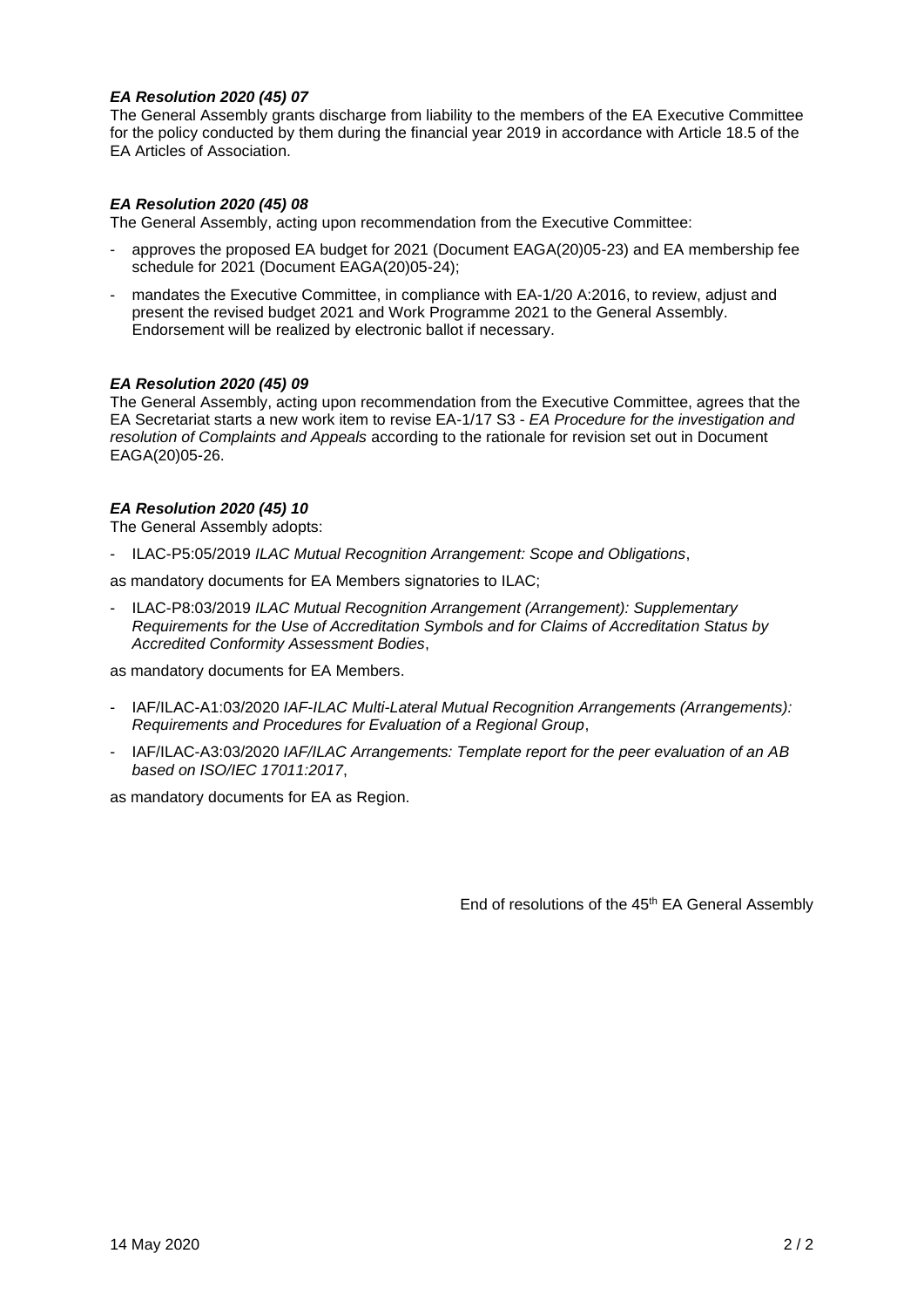***EA Resolution 2020 (45) 07***

The General Assembly grants discharge from liability to the members of the EA Executive Committee for the policy conducted by them during the financial year 2019 in accordance with Article 18.5 of the EA Articles of Association.

***EA Resolution 2020 (45) 08***

The General Assembly, acting upon recommendation from the Executive Committee:

- approves the proposed EA budget for 2021 (Document EAGA(20)05-23) and EA membership fee schedule for 2021 (Document EAGA(20)05-24);
- mandates the Executive Committee, in compliance with EA-1/20 A:2016, to review, adjust and present the revised budget 2021 and Work Programme 2021 to the General Assembly. Endorsement will be realized by electronic ballot if necessary.

***EA Resolution 2020 (45) 09***

The General Assembly, acting upon recommendation from the Executive Committee, agrees that the EA Secretariat starts a new work item to revise EA-1/17 S3 - *EA Procedure for the investigation and resolution of Complaints and Appeals* according to the rationale for revision set out in Document EAGA(20)05-26.

***EA Resolution 2020 (45) 10***

The General Assembly adopts:

- ILAC-P5:05/2019 *ILAC Mutual Recognition Arrangement: Scope and Obligations*,

as mandatory documents for EA Members signatories to ILAC;

- ILAC-P8:03/2019 *ILAC Mutual Recognition Arrangement (Arrangement): Supplementary Requirements for the Use of Accreditation Symbols and for Claims of Accreditation Status by Accredited Conformity Assessment Bodies*,

as mandatory documents for EA Members.

- IAF/ILAC-A1:03/2020 *IAF-ILAC Multi-Lateral Mutual Recognition Arrangements (Arrangements): Requirements and Procedures for Evaluation of a Regional Group*,
- IAF/ILAC-A3:03/2020 *IAF/ILAC Arrangements: Template report for the peer evaluation of an AB based on ISO/IEC 17011:2017*,

as mandatory documents for EA as Region.

End of resolutions of the 45th EA General Assembly

14 May 2020